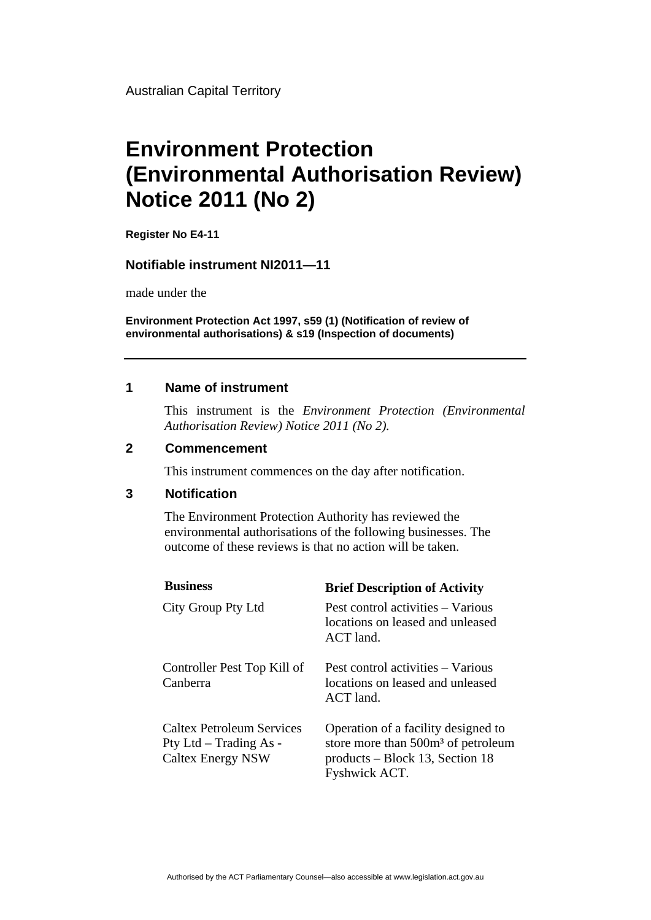Australian Capital Territory

# Environment Protection (Environmental Authorisation Review) Notice 2011 (No 2)

**Register No E4-11**

### Notifiable instrument NI2011—11

made under the

**Environment Protection Act 1997, s59 (1) (Notification of review of environmental authorisations) & s19 (Inspection of documents)**

---

## 1 Name of instrument

This instrument is the *Environment Protection (Environmental Authorisation Review) Notice 2011 (No 2).*

## 2 Commencement

This instrument commences on the day after notification.

## 3 Notification

The Environment Protection Authority has reviewed the environmental authorisations of the following businesses. The outcome of these reviews is that no action will be taken.

| Business | Brief Description of Activity |
| --- | --- |
| City Group Pty Ltd | Pest control activities – Various locations on leased and unleased ACT land. |
| Controller Pest Top Kill of Canberra | Pest control activities – Various locations on leased and unleased ACT land. |
| Caltex Petroleum Services Pty Ltd – Trading As - Caltex Energy NSW | Operation of a facility designed to store more than 500m³ of petroleum products – Block 13, Section 18 Fyshwick ACT. |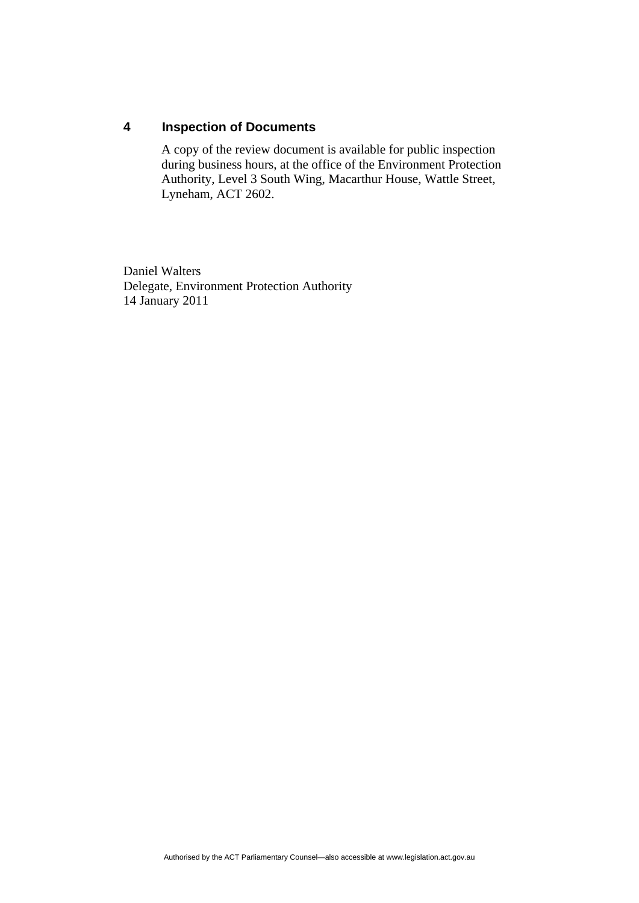## 4 Inspection of Documents

A copy of the review document is available for public inspection during business hours, at the office of the Environment Protection Authority, Level 3 South Wing, Macarthur House, Wattle Street, Lyneham, ACT 2602.

Daniel Walters
Delegate, Environment Protection Authority
14 January 2011